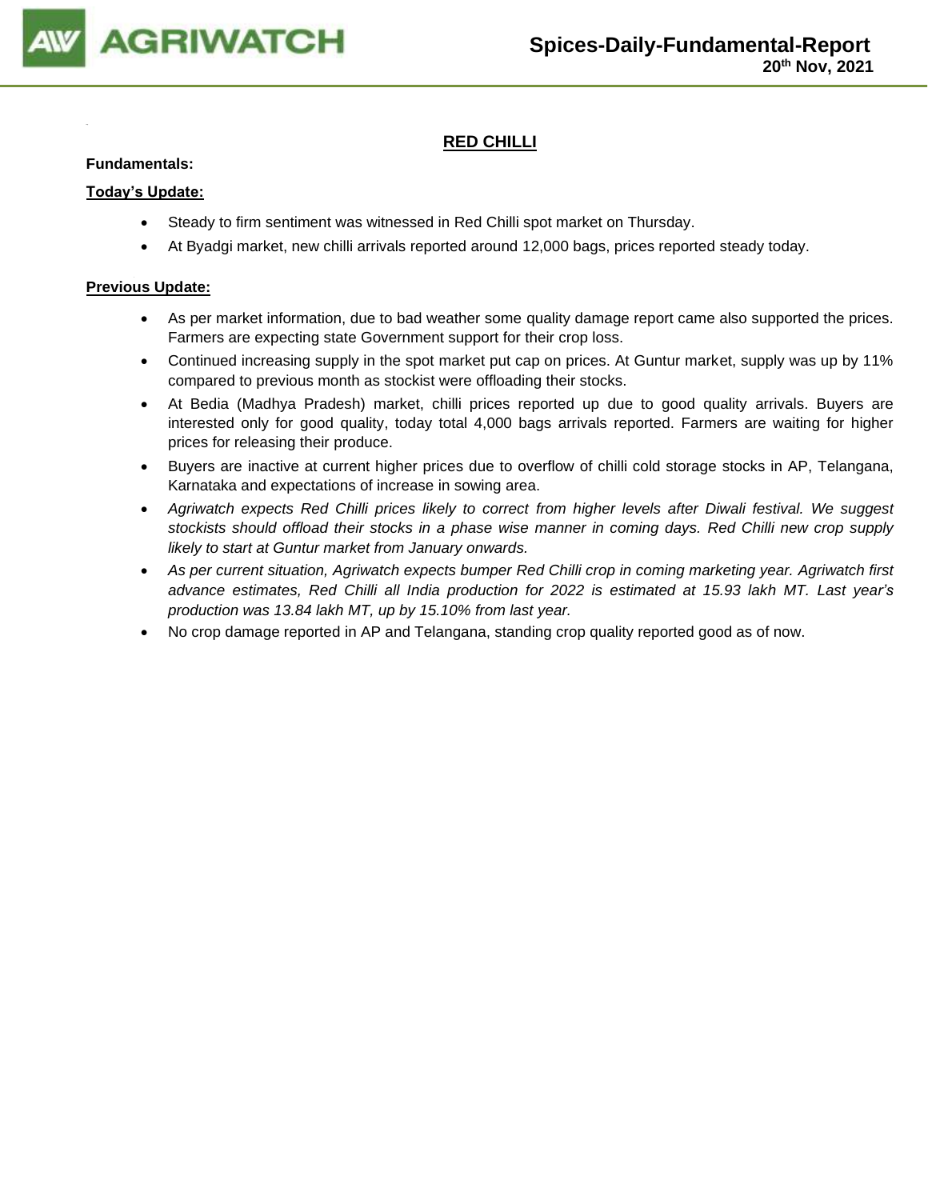# Spices-Daily-Fundamental-Report

**20th Nov, 2021**

## RED CHILLI

**Fundamentals:**

**Today's Update:**

- Steady to firm sentiment was witnessed in Red Chilli spot market on Thursday.
- At Byadgi market, new chilli arrivals reported around 12,000 bags, prices reported steady today.

**Previous Update:**

- As per market information, due to bad weather some quality damage report came also supported the prices. Farmers are expecting state Government support for their crop loss.
- Continued increasing supply in the spot market put cap on prices. At Guntur market, supply was up by 11% compared to previous month as stockist were offloading their stocks.
- At Bedia (Madhya Pradesh) market, chilli prices reported up due to good quality arrivals. Buyers are interested only for good quality, today total 4,000 bags arrivals reported. Farmers are waiting for higher prices for releasing their produce.
- Buyers are inactive at current higher prices due to overflow of chilli cold storage stocks in AP, Telangana, Karnataka and expectations of increase in sowing area.
- *Agriwatch expects Red Chilli prices likely to correct from higher levels after Diwali festival. We suggest stockists should offload their stocks in a phase wise manner in coming days. Red Chilli new crop supply likely to start at Guntur market from January onwards.*
- *As per current situation, Agriwatch expects bumper Red Chilli crop in coming marketing year. Agriwatch first advance estimates, Red Chilli all India production for 2022 is estimated at 15.93 lakh MT. Last year's production was 13.84 lakh MT, up by 15.10% from last year.*
- No crop damage reported in AP and Telangana, standing crop quality reported good as of now.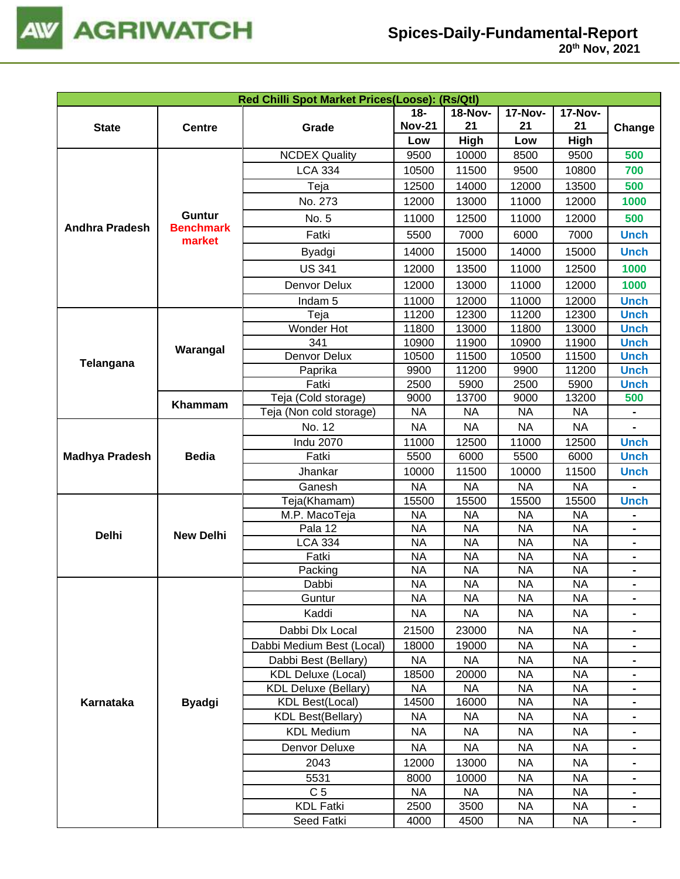| Red Chilli Spot Market Prices(Loose): (Rs/Qtl) | | | | | | | |
|---|---|---|---|---|---|---|---|
| State | Centre | Grade | 18-Nov-21 | 18-Nov-21 | 17-Nov-21 | 17-Nov-21 | Change |
| | | | Low | High | Low | High | |
| Andhra Pradesh | Guntur Benchmark market | NCDEX Quality | 9500 | 10000 | 8500 | 9500 | 500 |
| | | LCA 334 | 10500 | 11500 | 9500 | 10800 | 700 |
| | | Teja | 12500 | 14000 | 12000 | 13500 | 500 |
| | | No. 273 | 12000 | 13000 | 11000 | 12000 | 1000 |
| | | No. 5 | 11000 | 12500 | 11000 | 12000 | 500 |
| | | Fatki | 5500 | 7000 | 6000 | 7000 | Unch |
| | | Byadgi | 14000 | 15000 | 14000 | 15000 | Unch |
| | | US 341 | 12000 | 13500 | 11000 | 12500 | 1000 |
| | | Denvor Delux | 12000 | 13000 | 11000 | 12000 | 1000 |
| | | Indam 5 | 11000 | 12000 | 11000 | 12000 | Unch |
| Telangana | Warangal | Teja | 11200 | 12300 | 11200 | 12300 | Unch |
| | | Wonder Hot | 11800 | 13000 | 11800 | 13000 | Unch |
| | | 341 | 10900 | 11900 | 10900 | 11900 | Unch |
| | | Denvor Delux | 10500 | 11500 | 10500 | 11500 | Unch |
| | | Paprika | 9900 | 11200 | 9900 | 11200 | Unch |
| | | Fatki | 2500 | 5900 | 2500 | 5900 | Unch |
| | Khammam | Teja (Cold storage) | 9000 | 13700 | 9000 | 13200 | 500 |
| | | Teja (Non cold storage) | NA | NA | NA | NA | - |
| Madhya Pradesh | Bedia | No. 12 | NA | NA | NA | NA | - |
| | | Indu 2070 | 11000 | 12500 | 11000 | 12500 | Unch |
| | | Fatki | 5500 | 6000 | 5500 | 6000 | Unch |
| | | Jhankar | 10000 | 11500 | 10000 | 11500 | Unch |
| | | Ganesh | NA | NA | NA | NA | - |
| Delhi | New Delhi | Teja(Khamam) | 15500 | 15500 | 15500 | 15500 | Unch |
| | | M.P. MacoTeja | NA | NA | NA | NA | - |
| | | Pala 12 | NA | NA | NA | NA | - |
| | | LCA 334 | NA | NA | NA | NA | - |
| | | Fatki | NA | NA | NA | NA | - |
| | | Packing | NA | NA | NA | NA | - |
| Karnataka | Byadgi | Dabbi | NA | NA | NA | NA | - |
| | | Guntur | NA | NA | NA | NA | - |
| | | Kaddi | NA | NA | NA | NA | - |
| | | Dabbi Dlx Local | 21500 | 23000 | NA | NA | - |
| | | Dabbi Medium Best (Local) | 18000 | 19000 | NA | NA | - |
| | | Dabbi Best (Bellary) | NA | NA | NA | NA | - |
| | | KDL Deluxe (Local) | 18500 | 20000 | NA | NA | - |
| | | KDL Deluxe (Bellary) | NA | NA | NA | NA | - |
| | | KDL Best(Local) | 14500 | 16000 | NA | NA | - |
| | | KDL Best(Bellary) | NA | NA | NA | NA | - |
| | | KDL Medium | NA | NA | NA | NA | - |
| | | Denvor Deluxe | NA | NA | NA | NA | - |
| | | 2043 | 12000 | 13000 | NA | NA | - |
| | | 5531 | 8000 | 10000 | NA | NA | - |
| | | C 5 | NA | NA | NA | NA | - |
| | | KDL Fatki | 2500 | 3500 | NA | NA | - |
| | | Seed Fatki | 4000 | 4500 | NA | NA | - |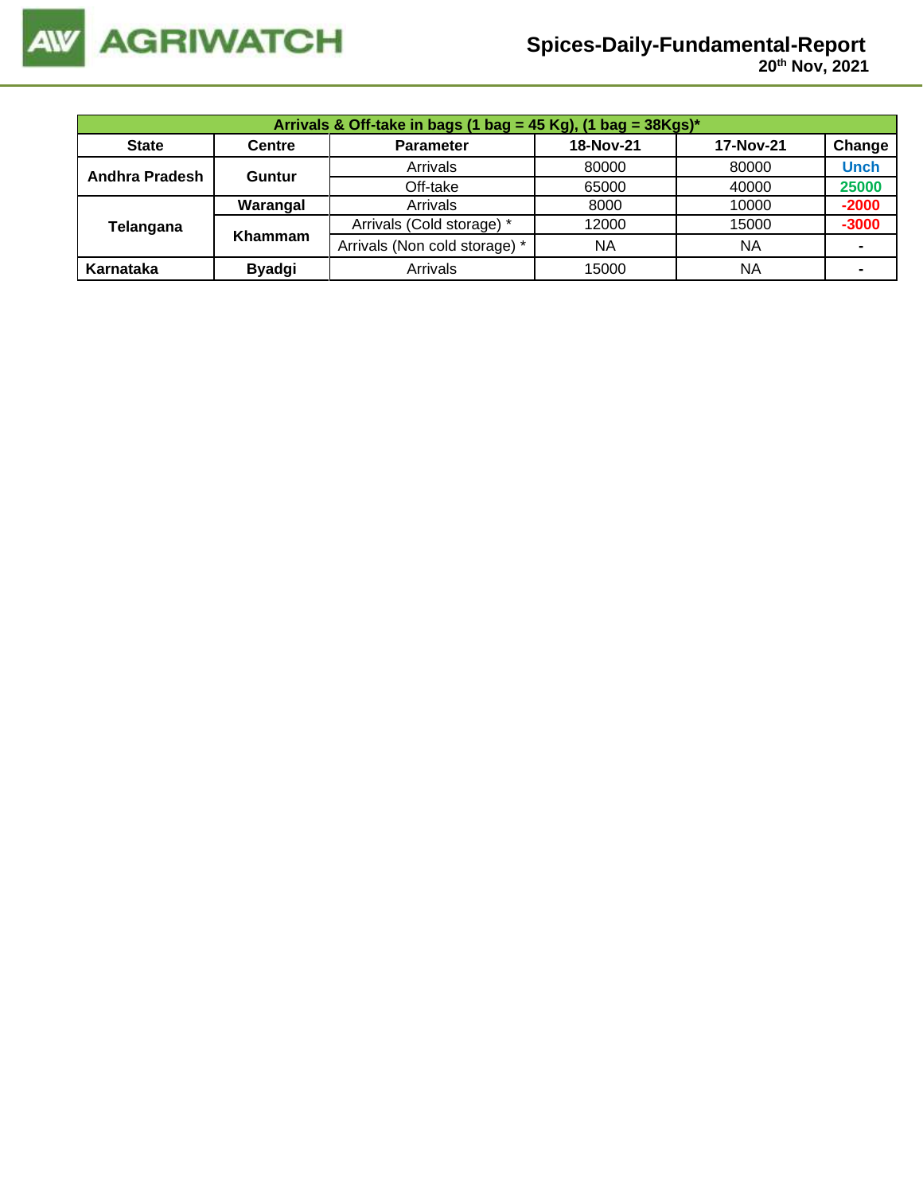| Arrivals & Off-take in bags (1 bag = 45 Kg), (1 bag = 38Kgs)* | | | | | |
|---|---|---|---|---|---|
| **State** | **Centre** | **Parameter** | **18-Nov-21** | **17-Nov-21** | **Change** |
| **Andhra Pradesh** | **Guntur** | Arrivals | 80000 | 80000 | **Unch** |
| | | Off-take | 65000 | 40000 | **25000** |
| **Telangana** | **Warangal** | Arrivals | 8000 | 10000 | **-2000** |
| | **Khammam** | Arrivals (Cold storage) * | 12000 | 15000 | **-3000** |
| | | Arrivals (Non cold storage) * | NA | NA | **-** |
| **Karnataka** | **Byadgi** | Arrivals | 15000 | NA | **-** |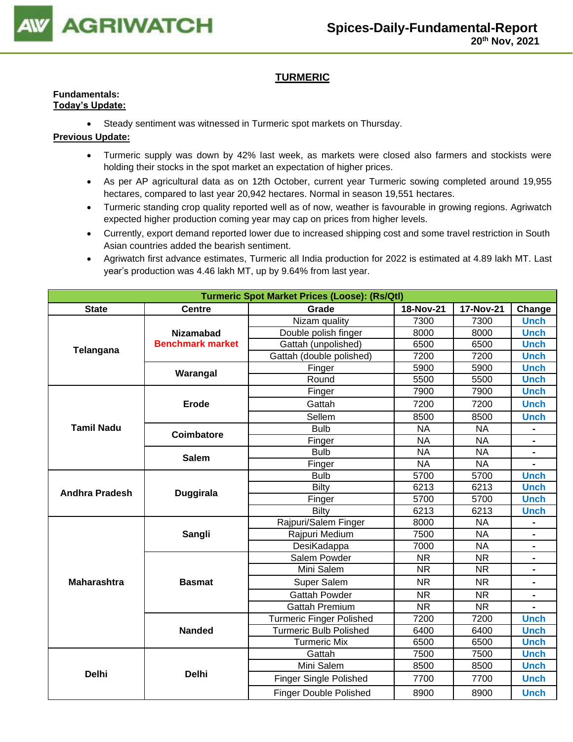## TURMERIC

**Fundamentals:**

**Today's Update:**

- Steady sentiment was witnessed in Turmeric spot markets on Thursday.

**Previous Update:**

- Turmeric supply was down by 42% last week, as markets were closed also farmers and stockists were holding their stocks in the spot market an expectation of higher prices.
- As per AP agricultural data as on 12th October, current year Turmeric sowing completed around 19,955 hectares, compared to last year 20,942 hectares. Normal in season 19,551 hectares.
- Turmeric standing crop quality reported well as of now, weather is favourable in growing regions. Agriwatch expected higher production coming year may cap on prices from higher levels.
- Currently, export demand reported lower due to increased shipping cost and some travel restriction in South Asian countries added the bearish sentiment.
- Agriwatch first advance estimates, Turmeric all India production for 2022 is estimated at 4.89 lakh MT. Last year's production was 4.46 lakh MT, up by 9.64% from last year.

| Turmeric Spot Market Prices (Loose): (Rs/Qtl) | | | | | |
|---|---|---|---|---|---|
| State | Centre | Grade | 18-Nov-21 | 17-Nov-21 | Change |
| Telangana | Nizamabad Benchmark market | Nizam quality | 7300 | 7300 | Unch |
| | | Double polish finger | 8000 | 8000 | Unch |
| | | Gattah (unpolished) | 6500 | 6500 | Unch |
| | | Gattah (double polished) | 7200 | 7200 | Unch |
| | Warangal | Finger | 5900 | 5900 | Unch |
| | | Round | 5500 | 5500 | Unch |
| Tamil Nadu | Erode | Finger | 7900 | 7900 | Unch |
| | | Gattah | 7200 | 7200 | Unch |
| | | Sellem | 8500 | 8500 | Unch |
| | Coimbatore | Bulb | NA | NA | - |
| | | Finger | NA | NA | - |
| | Salem | Bulb | NA | NA | - |
| | | Finger | NA | NA | - |
| Andhra Pradesh | Duggirala | Bulb | 5700 | 5700 | Unch |
| | | Bilty | 6213 | 6213 | Unch |
| | | Finger | 5700 | 5700 | Unch |
| | | Bilty | 6213 | 6213 | Unch |
| Maharashtra | Sangli | Rajpuri/Salem Finger | 8000 | NA | - |
| | | Rajpuri Medium | 7500 | NA | - |
| | | DesiKadappa | 7000 | NA | - |
| | Basmat | Salem Powder | NR | NR | - |
| | | Mini Salem | NR | NR | - |
| | | Super Salem | NR | NR | - |
| | | Gattah Powder | NR | NR | - |
| | | Gattah Premium | NR | NR | - |
| | Nanded | Turmeric Finger Polished | 7200 | 7200 | Unch |
| | | Turmeric Bulb Polished | 6400 | 6400 | Unch |
| | | Turmeric Mix | 6500 | 6500 | Unch |
| Delhi | Delhi | Gattah | 7500 | 7500 | Unch |
| | | Mini Salem | 8500 | 8500 | Unch |
| | | Finger Single Polished | 7700 | 7700 | Unch |
| | | Finger Double Polished | 8900 | 8900 | Unch |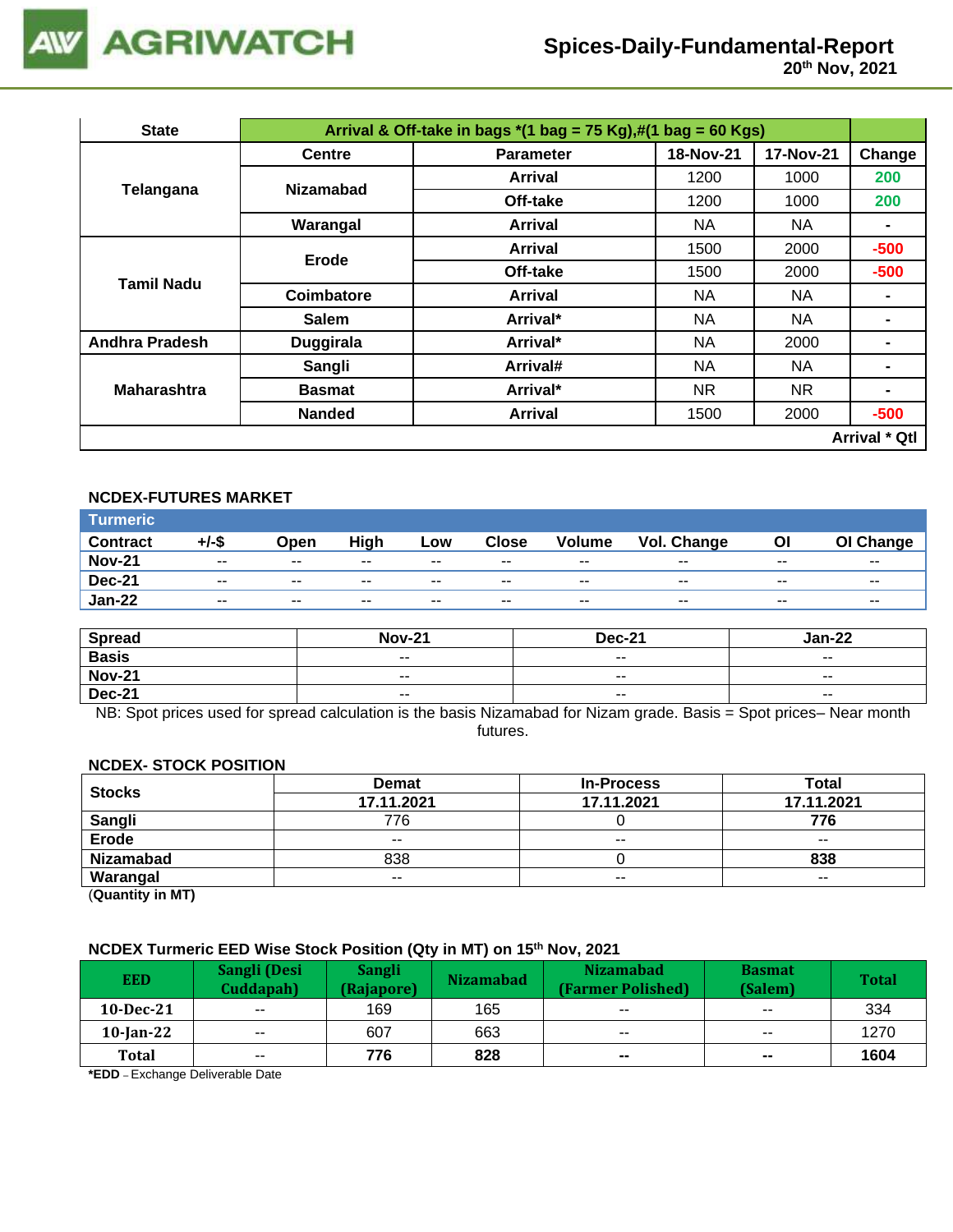| State | Arrival & Off-take in bags *(1 bag = 75 Kg),#(1 bag = 60 Kgs) | | | | |
|---|---|---|---|---|---|
| | Centre | Parameter | 18-Nov-21 | 17-Nov-21 | Change |
| Telangana | Nizamabad | Arrival | 1200 | 1000 | 200 |
| | | Off-take | 1200 | 1000 | 200 |
| | Warangal | Arrival | NA | NA | - |
| Tamil Nadu | Erode | Arrival | 1500 | 2000 | -500 |
| | | Off-take | 1500 | 2000 | -500 |
| | Coimbatore | Arrival | NA | NA | - |
| | Salem | Arrival* | NA | NA | - |
| Andhra Pradesh | Duggirala | Arrival* | NA | 2000 | - |
| Maharashtra | Sangli | Arrival# | NA | NA | - |
| | Basmat | Arrival* | NR | NR | - |
| | Nanded | Arrival | 1500 | 2000 | -500 |
| | | | | | Arrival * Qtl |

### NCDEX-FUTURES MARKET

| Turmeric | | | | | | | | | |
|---|---|---|---|---|---|---|---|---|---|
| Contract | +/-$ | Open | High | Low | Close | Volume | Vol. Change | OI | OI Change |
| Nov-21 | -- | -- | -- | -- | -- | -- | -- | -- | -- |
| Dec-21 | -- | -- | -- | -- | -- | -- | -- | -- | -- |
| Jan-22 | -- | -- | -- | -- | -- | -- | -- | -- | -- |

| Spread | Nov-21 | Dec-21 | Jan-22 |
|---|---|---|---|
| Basis | -- | -- | -- |
| Nov-21 | -- | -- | -- |
| Dec-21 | -- | -- | -- |

NB: Spot prices used for spread calculation is the basis Nizamabad for Nizam grade. Basis = Spot prices– Near month futures.

### NCDEX- STOCK POSITION

| Stocks | Demat | In-Process | Total |
|---|---|---|---|
| | 17.11.2021 | 17.11.2021 | 17.11.2021 |
| Sangli | 776 | 0 | 776 |
| Erode | -- | -- | -- |
| Nizamabad | 838 | 0 | 838 |
| Warangal | -- | -- | -- |

(Quantity in MT)

### NCDEX Turmeric EED Wise Stock Position (Qty in MT) on 15th Nov, 2021

| EED | Sangli (Desi Cuddapah) | Sangli (Rajapore) | Nizamabad | Nizamabad (Farmer Polished) | Basmat (Salem) | Total |
|---|---|---|---|---|---|---|
| 10-Dec-21 | -- | 169 | 165 | -- | -- | 334 |
| 10-Jan-22 | -- | 607 | 663 | -- | -- | 1270 |
| Total | -- | 776 | 828 | -- | -- | 1604 |

*EDD – Exchange Deliverable Date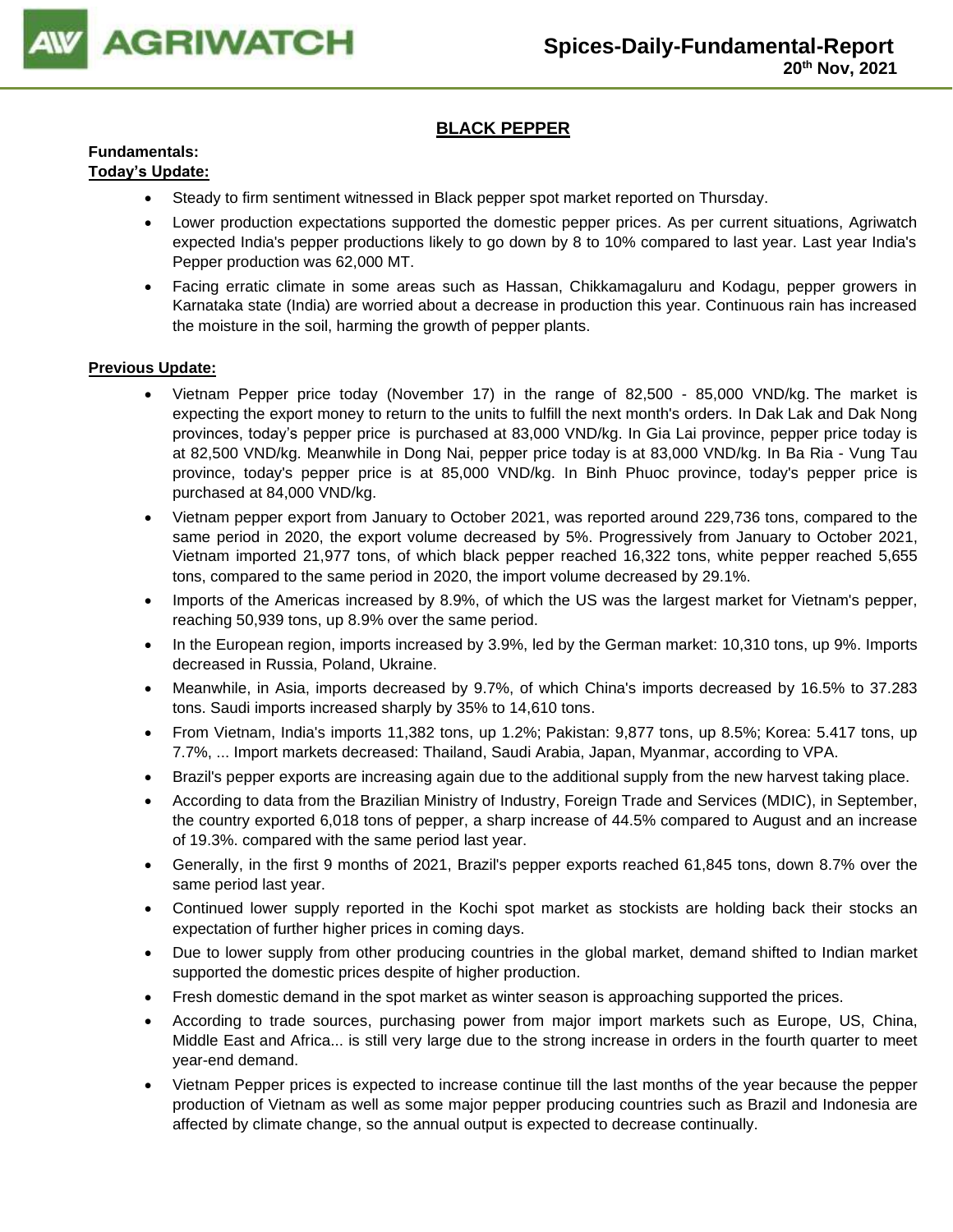## BLACK PEPPER

**Fundamentals:**

**Today's Update:**

- Steady to firm sentiment witnessed in Black pepper spot market reported on Thursday.
- Lower production expectations supported the domestic pepper prices. As per current situations, Agriwatch expected India's pepper productions likely to go down by 8 to 10% compared to last year. Last year India's Pepper production was 62,000 MT.
- Facing erratic climate in some areas such as Hassan, Chikkamagaluru and Kodagu, pepper growers in Karnataka state (India) are worried about a decrease in production this year. Continuous rain has increased the moisture in the soil, harming the growth of pepper plants.

**Previous Update:**

- Vietnam Pepper price today (November 17) in the range of 82,500 - 85,000 VND/kg. The market is expecting the export money to return to the units to fulfill the next month's orders. In Dak Lak and Dak Nong provinces, today's pepper price is purchased at 83,000 VND/kg. In Gia Lai province, pepper price today is at 82,500 VND/kg. Meanwhile in Dong Nai, pepper price today is at 83,000 VND/kg. In Ba Ria - Vung Tau province, today's pepper price is at 85,000 VND/kg. In Binh Phuoc province, today's pepper price is purchased at 84,000 VND/kg.
- Vietnam pepper export from January to October 2021, was reported around 229,736 tons, compared to the same period in 2020, the export volume decreased by 5%. Progressively from January to October 2021, Vietnam imported 21,977 tons, of which black pepper reached 16,322 tons, white pepper reached 5,655 tons, compared to the same period in 2020, the import volume decreased by 29.1%.
- Imports of the Americas increased by 8.9%, of which the US was the largest market for Vietnam's pepper, reaching 50,939 tons, up 8.9% over the same period.
- In the European region, imports increased by 3.9%, led by the German market: 10,310 tons, up 9%. Imports decreased in Russia, Poland, Ukraine.
- Meanwhile, in Asia, imports decreased by 9.7%, of which China's imports decreased by 16.5% to 37.283 tons. Saudi imports increased sharply by 35% to 14,610 tons.
- From Vietnam, India's imports 11,382 tons, up 1.2%; Pakistan: 9,877 tons, up 8.5%; Korea: 5.417 tons, up 7.7%, ... Import markets decreased: Thailand, Saudi Arabia, Japan, Myanmar, according to VPA.
- Brazil's pepper exports are increasing again due to the additional supply from the new harvest taking place.
- According to data from the Brazilian Ministry of Industry, Foreign Trade and Services (MDIC), in September, the country exported 6,018 tons of pepper, a sharp increase of 44.5% compared to August and an increase of 19.3%. compared with the same period last year.
- Generally, in the first 9 months of 2021, Brazil's pepper exports reached 61,845 tons, down 8.7% over the same period last year.
- Continued lower supply reported in the Kochi spot market as stockists are holding back their stocks an expectation of further higher prices in coming days.
- Due to lower supply from other producing countries in the global market, demand shifted to Indian market supported the domestic prices despite of higher production.
- Fresh domestic demand in the spot market as winter season is approaching supported the prices.
- According to trade sources, purchasing power from major import markets such as Europe, US, China, Middle East and Africa... is still very large due to the strong increase in orders in the fourth quarter to meet year-end demand.
- Vietnam Pepper prices is expected to increase continue till the last months of the year because the pepper production of Vietnam as well as some major pepper producing countries such as Brazil and Indonesia are affected by climate change, so the annual output is expected to decrease continually.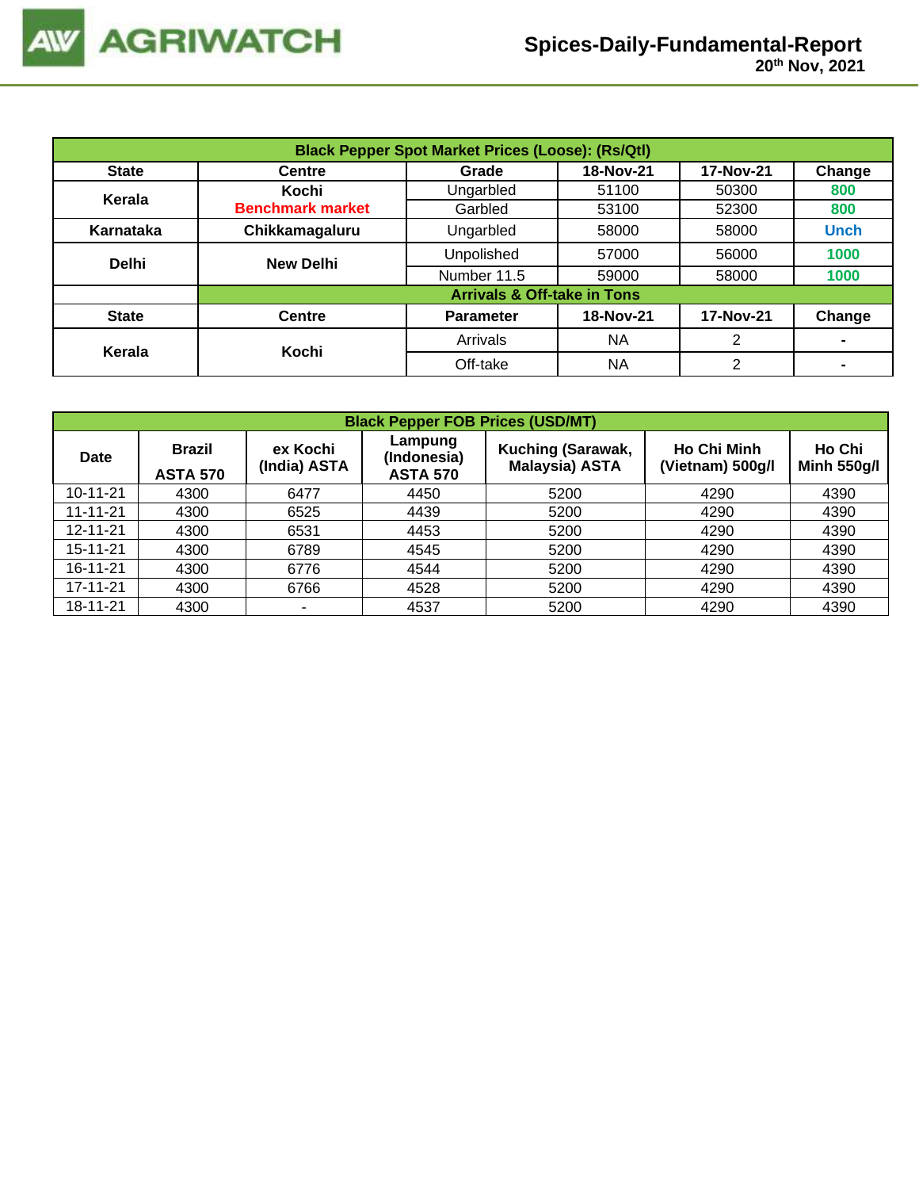| Black Pepper Spot Market Prices (Loose): (Rs/Qtl) | | | | | |
|---|---|---|---|---|---|
| State | Centre | Grade | 18-Nov-21 | 17-Nov-21 | Change |
| Kerala | Kochi Benchmark market | Ungarbled | 51100 | 50300 | 800 |
| | | Garbled | 53100 | 52300 | 800 |
| Karnataka | Chikkamagaluru | Ungarbled | 58000 | 58000 | Unch |
| Delhi | New Delhi | Unpolished | 57000 | 56000 | 1000 |
| | | Number 11.5 | 59000 | 58000 | 1000 |
| | Arrivals & Off-take in Tons | | | | |
| State | Centre | Parameter | 18-Nov-21 | 17-Nov-21 | Change |
| Kerala | Kochi | Arrivals | NA | 2 | - |
| | | Off-take | NA | 2 | - |

| Black Pepper FOB Prices (USD/MT) | | | | | | |
|---|---|---|---|---|---|---|
| Date | Brazil ASTA 570 | ex Kochi (India) ASTA | Lampung (Indonesia) ASTA 570 | Kuching (Sarawak, Malaysia) ASTA | Ho Chi Minh (Vietnam) 500g/l | Ho Chi Minh 550g/l |
| 10-11-21 | 4300 | 6477 | 4450 | 5200 | 4290 | 4390 |
| 11-11-21 | 4300 | 6525 | 4439 | 5200 | 4290 | 4390 |
| 12-11-21 | 4300 | 6531 | 4453 | 5200 | 4290 | 4390 |
| 15-11-21 | 4300 | 6789 | 4545 | 5200 | 4290 | 4390 |
| 16-11-21 | 4300 | 6776 | 4544 | 5200 | 4290 | 4390 |
| 17-11-21 | 4300 | 6766 | 4528 | 5200 | 4290 | 4390 |
| 18-11-21 | 4300 | - | 4537 | 5200 | 4290 | 4390 |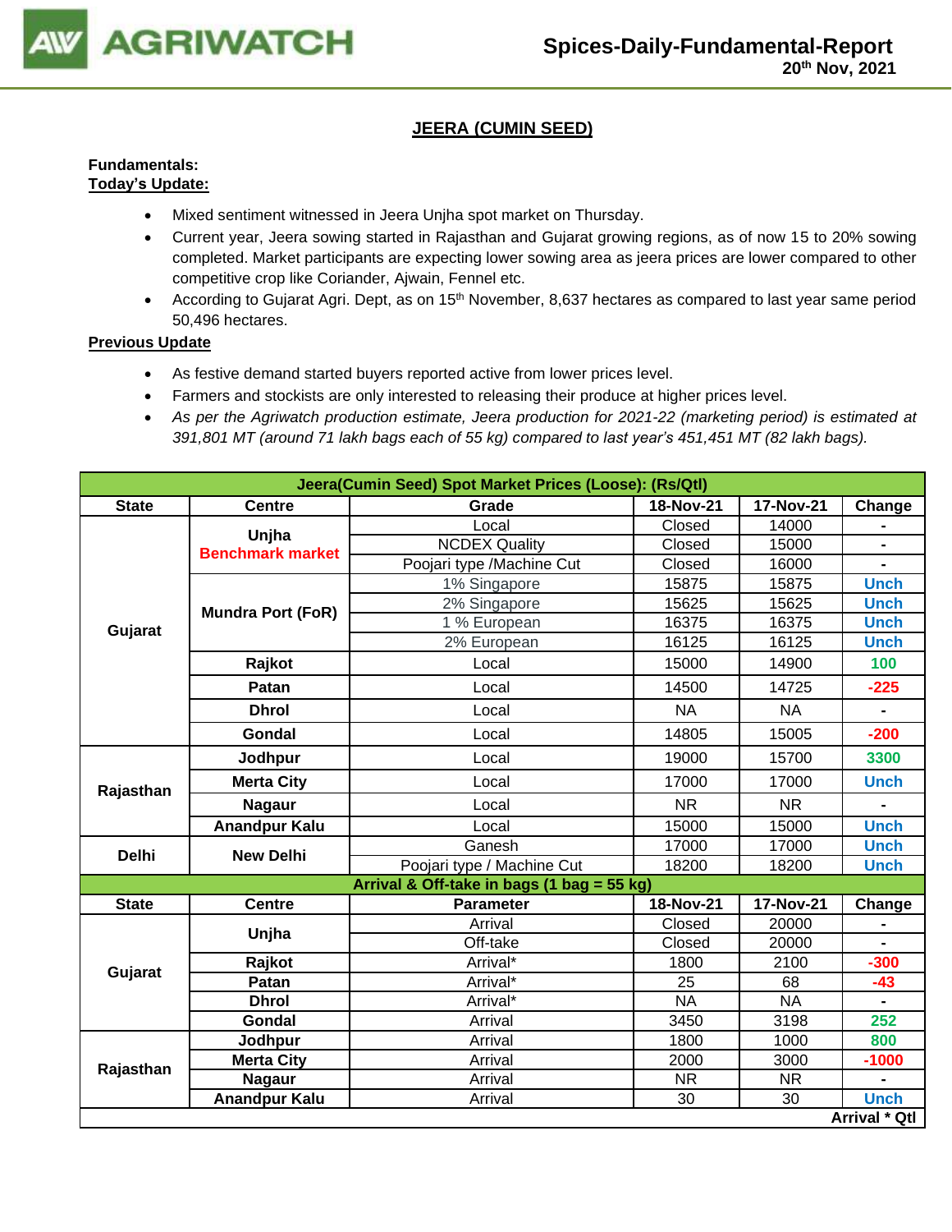## JEERA (CUMIN SEED)

**Fundamentals:**
**Today's Update:**

- Mixed sentiment witnessed in Jeera Unjha spot market on Thursday.
- Current year, Jeera sowing started in Rajasthan and Gujarat growing regions, as of now 15 to 20% sowing completed. Market participants are expecting lower sowing area as jeera prices are lower compared to other competitive crop like Coriander, Ajwain, Fennel etc.
- According to Gujarat Agri. Dept, as on 15th November, 8,637 hectares as compared to last year same period 50,496 hectares.

**Previous Update**

- As festive demand started buyers reported active from lower prices level.
- Farmers and stockists are only interested to releasing their produce at higher prices level.
- *As per the Agriwatch production estimate, Jeera production for 2021-22 (marketing period) is estimated at 391,801 MT (around 71 lakh bags each of 55 kg) compared to last year's 451,451 MT (82 lakh bags).*

| Jeera(Cumin Seed) Spot Market Prices (Loose): (Rs/Qtl) | | | | | |
|---|---|---|---|---|---|
| **State** | **Centre** | **Grade** | **18-Nov-21** | **17-Nov-21** | **Change** |
| Gujarat | Unjha Benchmark market | Local | Closed | 14000 | - |
| | | NCDEX Quality | Closed | 15000 | - |
| | | Poojari type /Machine Cut | Closed | 16000 | - |
| | Mundra Port (FoR) | 1% Singapore | 15875 | 15875 | Unch |
| | | 2% Singapore | 15625 | 15625 | Unch |
| | | 1 % European | 16375 | 16375 | Unch |
| | | 2% European | 16125 | 16125 | Unch |
| | Rajkot | Local | 15000 | 14900 | 100 |
| | Patan | Local | 14500 | 14725 | -225 |
| | Dhrol | Local | NA | NA | - |
| | Gondal | Local | 14805 | 15005 | -200 |
| Rajasthan | Jodhpur | Local | 19000 | 15700 | 3300 |
| | Merta City | Local | 17000 | 17000 | Unch |
| | Nagaur | Local | NR | NR | - |
| | Anandpur Kalu | Local | 15000 | 15000 | Unch |
| Delhi | New Delhi | Ganesh | 17000 | 17000 | Unch |
| | | Poojari type / Machine Cut | 18200 | 18200 | Unch |
| **Arrival & Off-take in bags (1 bag = 55 kg)** | | | | | |
| **State** | **Centre** | **Parameter** | **18-Nov-21** | **17-Nov-21** | **Change** |
| Gujarat | Unjha | Arrival | Closed | 20000 | - |
| | | Off-take | Closed | 20000 | - |
| | Rajkot | Arrival* | 1800 | 2100 | -300 |
| | Patan | Arrival* | 25 | 68 | -43 |
| | Dhrol | Arrival* | NA | NA | - |
| | Gondal | Arrival | 3450 | 3198 | 252 |
| Rajasthan | Jodhpur | Arrival | 1800 | 1000 | 800 |
| | Merta City | Arrival | 2000 | 3000 | -1000 |
| | Nagaur | Arrival | NR | NR | - |
| | Anandpur Kalu | Arrival | 30 | 30 | Unch |
| | | | | | **Arrival * Qtl** |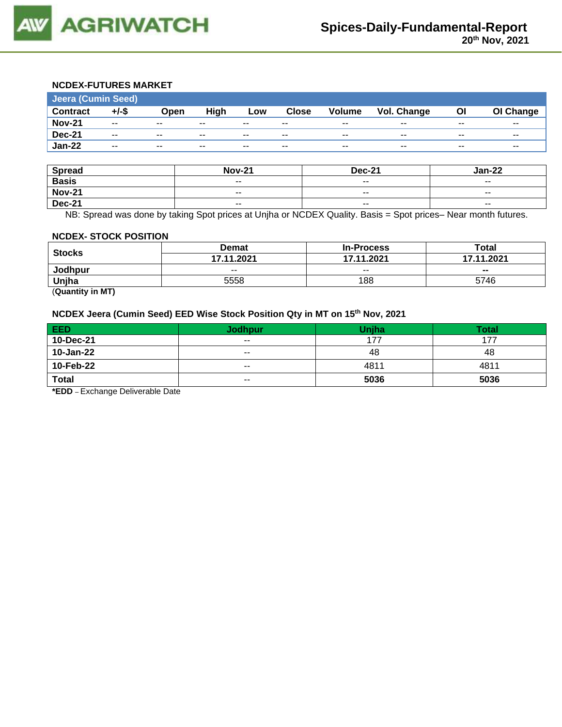### NCDEX-FUTURES MARKET

| Jeera (Cumin Seed) | | | | | | | | | |
|---|---|---|---|---|---|---|---|---|---|
| **Contract** | **+/-$** | **Open** | **High** | **Low** | **Close** | **Volume** | **Vol. Change** | **OI** | **OI Change** |
| **Nov-21** | -- | -- | -- | -- | -- | -- | -- | -- | -- |
| **Dec-21** | -- | -- | -- | -- | -- | -- | -- | -- | -- |
| **Jan-22** | -- | -- | -- | -- | -- | -- | -- | -- | -- |

| Spread | Nov-21 | Dec-21 | Jan-22 |
|---|---|---|---|
| **Basis** | -- | -- | -- |
| **Nov-21** | -- | -- | -- |
| **Dec-21** | -- | -- | -- |

NB: Spread was done by taking Spot prices at Unjha or NCDEX Quality. Basis = Spot prices– Near month futures.

### NCDEX- STOCK POSITION

| Stocks | Demat | In-Process | Total |
|---|---|---|---|
| | **17.11.2021** | **17.11.2021** | **17.11.2021** |
| **Jodhpur** | -- | -- | **--** |
| **Unjha** | 5558 | 188 | 5746 |

(**Quantity in MT)**

### NCDEX Jeera (Cumin Seed) EED Wise Stock Position Qty in MT on 15th Nov, 2021

| EED | Jodhpur | Unjha | Total |
|---|---|---|---|
| **10-Dec-21** | -- | 177 | 177 |
| **10-Jan-22** | -- | 48 | 48 |
| **10-Feb-22** | -- | 4811 | 4811 |
| **Total** | -- | **5036** | **5036** |

**\*EDD** – Exchange Deliverable Date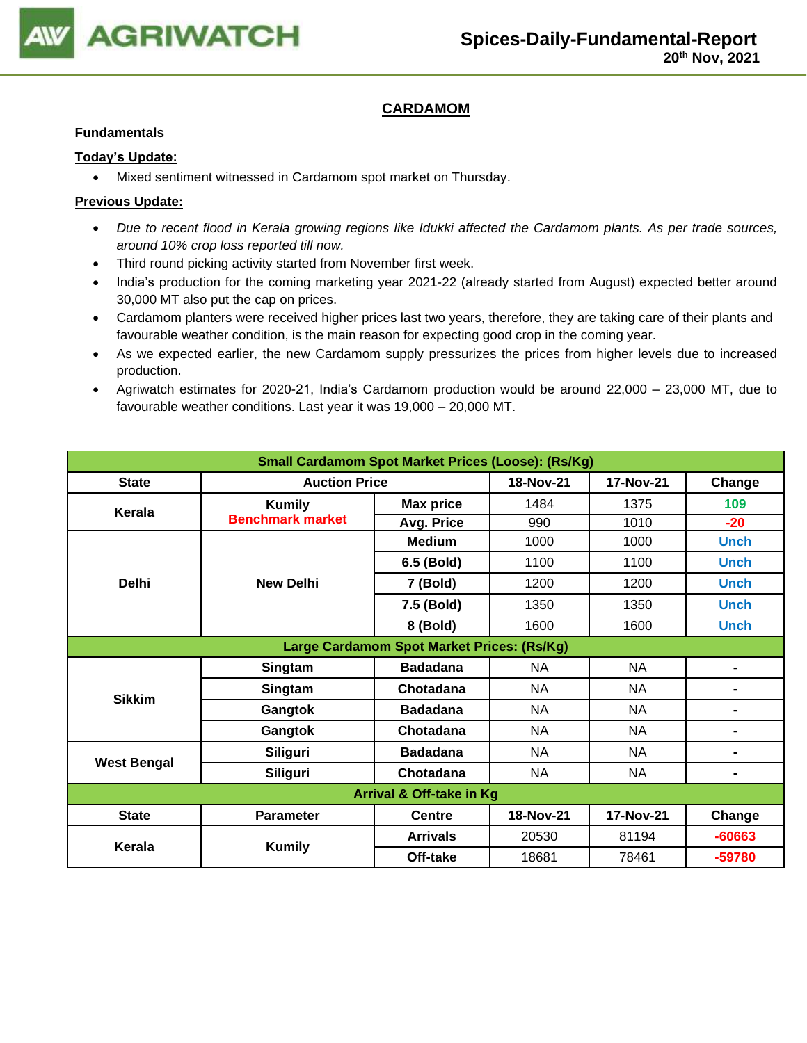# CARDAMOM

**Fundamentals**

**Today's Update:**

- Mixed sentiment witnessed in Cardamom spot market on Thursday.

**Previous Update:**

- *Due to recent flood in Kerala growing regions like Idukki affected the Cardamom plants. As per trade sources, around 10% crop loss reported till now.*
- Third round picking activity started from November first week.
- India's production for the coming marketing year 2021-22 (already started from August) expected better around 30,000 MT also put the cap on prices.
- Cardamom planters were received higher prices last two years, therefore, they are taking care of their plants and favourable weather condition, is the main reason for expecting good crop in the coming year.
- As we expected earlier, the new Cardamom supply pressurizes the prices from higher levels due to increased production.
- Agriwatch estimates for 2020-21, India's Cardamom production would be around 22,000 – 23,000 MT, due to favourable weather conditions. Last year it was 19,000 – 20,000 MT.

| Small Cardamom Spot Market Prices (Loose): (Rs/Kg) | | | | | |
|---|---|---|---|---|---|
| State | Auction Price | | 18-Nov-21 | 17-Nov-21 | Change |
| Kerala | Kumily Benchmark market | Max price | 1484 | 1375 | 109 |
| | | Avg. Price | 990 | 1010 | -20 |
| Delhi | New Delhi | Medium | 1000 | 1000 | Unch |
| | | 6.5 (Bold) | 1100 | 1100 | Unch |
| | | 7 (Bold) | 1200 | 1200 | Unch |
| | | 7.5 (Bold) | 1350 | 1350 | Unch |
| | | 8 (Bold) | 1600 | 1600 | Unch |
| **Large Cardamom Spot Market Prices: (Rs/Kg)** | | | | | |
| Sikkim | Singtam | Badadana | NA | NA | - |
| | Singtam | Chotadana | NA | NA | - |
| | Gangtok | Badadana | NA | NA | - |
| | Gangtok | Chotadana | NA | NA | - |
| West Bengal | Siliguri | Badadana | NA | NA | - |
| | Siliguri | Chotadana | NA | NA | - |
| **Arrival & Off-take in Kg** | | | | | |
| State | Parameter | Centre | 18-Nov-21 | 17-Nov-21 | Change |
| Kerala | Kumily | Arrivals | 20530 | 81194 | -60663 |
| | | Off-take | 18681 | 78461 | -59780 |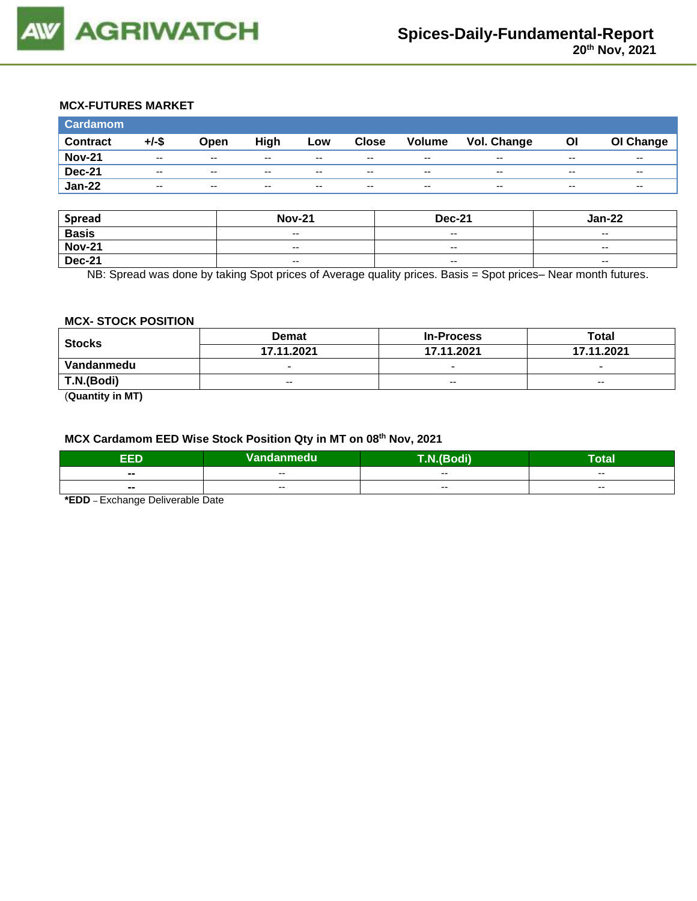### MCX-FUTURES MARKET

| Cardamom | | | | | | | | | |
|---|---|---|---|---|---|---|---|---|---|
| **Contract** | **+/-$** | **Open** | **High** | **Low** | **Close** | **Volume** | **Vol. Change** | **OI** | **OI Change** |
| **Nov-21** | -- | -- | -- | -- | -- | -- | -- | -- | -- |
| **Dec-21** | -- | -- | -- | -- | -- | -- | -- | -- | -- |
| **Jan-22** | -- | -- | -- | -- | -- | -- | -- | -- | -- |

| Spread | Nov-21 | Dec-21 | Jan-22 |
|---|---|---|---|
| **Basis** | -- | -- | -- |
| **Nov-21** | -- | -- | -- |
| **Dec-21** | -- | -- | -- |

NB: Spread was done by taking Spot prices of Average quality prices. Basis = Spot prices– Near month futures.

### MCX- STOCK POSITION

| Stocks | Demat | In-Process | Total |
|---|---|---|---|
| | **17.11.2021** | **17.11.2021** | **17.11.2021** |
| **Vandanmedu** | - | - | - |
| **T.N.(Bodi)** | -- | -- | -- |

(**Quantity in MT)**

### MCX Cardamom EED Wise Stock Position Qty in MT on 08th Nov, 2021

| EED | Vandanmedu | T.N.(Bodi) | Total |
|---|---|---|---|
| **--** | -- | -- | -- |
| **--** | -- | -- | -- |

***EDD** – Exchange Deliverable Date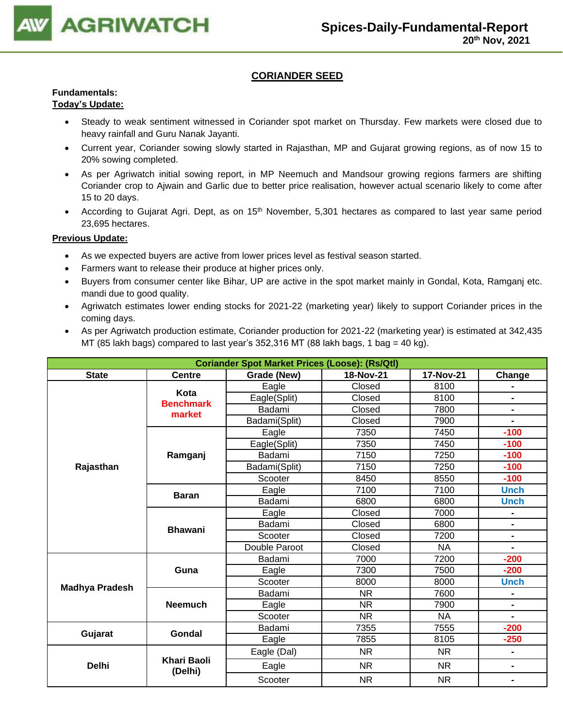## CORIANDER SEED

**Fundamentals:**

**Today's Update:**

- Steady to weak sentiment witnessed in Coriander spot market on Thursday. Few markets were closed due to heavy rainfall and Guru Nanak Jayanti.
- Current year, Coriander sowing slowly started in Rajasthan, MP and Gujarat growing regions, as of now 15 to 20% sowing completed.
- As per Agriwatch initial sowing report, in MP Neemuch and Mandsour growing regions farmers are shifting Coriander crop to Ajwain and Garlic due to better price realisation, however actual scenario likely to come after 15 to 20 days.
- According to Gujarat Agri. Dept, as on 15th November, 5,301 hectares as compared to last year same period 23,695 hectares.

**Previous Update:**

- As we expected buyers are active from lower prices level as festival season started.
- Farmers want to release their produce at higher prices only.
- Buyers from consumer center like Bihar, UP are active in the spot market mainly in Gondal, Kota, Ramganj etc. mandi due to good quality.
- Agriwatch estimates lower ending stocks for 2021-22 (marketing year) likely to support Coriander prices in the coming days.
- As per Agriwatch production estimate, Coriander production for 2021-22 (marketing year) is estimated at 342,435 MT (85 lakh bags) compared to last year's 352,316 MT (88 lakh bags, 1 bag = 40 kg).

| Coriander Spot Market Prices (Loose): (Rs/Qtl) | | | | | |
|---|---|---|---|---|---|
| State | Centre | Grade (New) | 18-Nov-21 | 17-Nov-21 | Change |
| Rajasthan | Kota Benchmark market | Eagle | Closed | 8100 | - |
| | | Eagle(Split) | Closed | 8100 | - |
| | | Badami | Closed | 7800 | - |
| | | Badami(Split) | Closed | 7900 | - |
| | Ramganj | Eagle | 7350 | 7450 | -100 |
| | | Eagle(Split) | 7350 | 7450 | -100 |
| | | Badami | 7150 | 7250 | -100 |
| | | Badami(Split) | 7150 | 7250 | -100 |
| | | Scooter | 8450 | 8550 | -100 |
| | Baran | Eagle | 7100 | 7100 | Unch |
| | | Badami | 6800 | 6800 | Unch |
| | Bhawani | Eagle | Closed | 7000 | - |
| | | Badami | Closed | 6800 | - |
| | | Scooter | Closed | 7200 | - |
| | | Double Paroot | Closed | NA | - |
| Madhya Pradesh | Guna | Badami | 7000 | 7200 | -200 |
| | | Eagle | 7300 | 7500 | -200 |
| | | Scooter | 8000 | 8000 | Unch |
| | Neemuch | Badami | NR | 7600 | - |
| | | Eagle | NR | 7900 | - |
| | | Scooter | NR | NA | - |
| Gujarat | Gondal | Badami | 7355 | 7555 | -200 |
| | | Eagle | 7855 | 8105 | -250 |
| Delhi | Khari Baoli (Delhi) | Eagle (Dal) | NR | NR | - |
| | | Eagle | NR | NR | - |
| | | Scooter | NR | NR | - |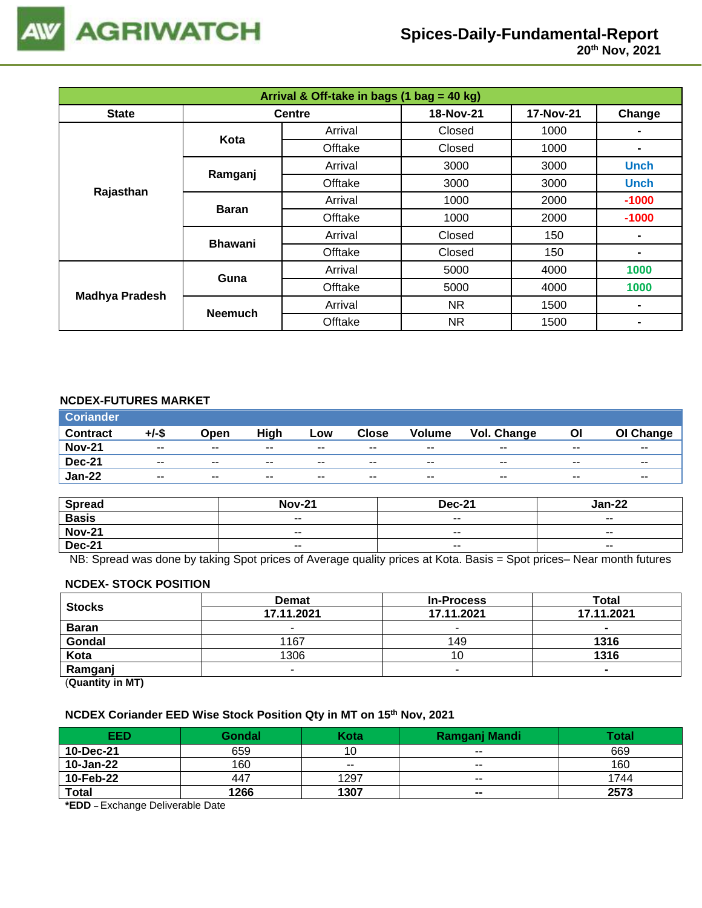| Arrival & Off-take in bags (1 bag = 40 kg) | | | | | |
|---|---|---|---|---|---|
| State | Centre | | 18-Nov-21 | 17-Nov-21 | Change |
| Rajasthan | Kota | Arrival | Closed | 1000 | - |
| | | Offtake | Closed | 1000 | - |
| | Ramganj | Arrival | 3000 | 3000 | Unch |
| | | Offtake | 3000 | 3000 | Unch |
| | Baran | Arrival | 1000 | 2000 | -1000 |
| | | Offtake | 1000 | 2000 | -1000 |
| | Bhawani | Arrival | Closed | 150 | - |
| | | Offtake | Closed | 150 | - |
| Madhya Pradesh | Guna | Arrival | 5000 | 4000 | 1000 |
| | | Offtake | 5000 | 4000 | 1000 |
| | Neemuch | Arrival | NR | 1500 | - |
| | | Offtake | NR | 1500 | - |

**NCDEX-FUTURES MARKET**

| Coriander | | | | | | | | | |
|---|---|---|---|---|---|---|---|---|---|
| Contract | +/-$ | Open | High | Low | Close | Volume | Vol. Change | OI | OI Change |
| Nov-21 | -- | -- | -- | -- | -- | -- | -- | -- | -- |
| Dec-21 | -- | -- | -- | -- | -- | -- | -- | -- | -- |
| Jan-22 | -- | -- | -- | -- | -- | -- | -- | -- | -- |

| Spread | Nov-21 | Dec-21 | Jan-22 |
|---|---|---|---|
| Basis | -- | -- | -- |
| Nov-21 | -- | -- | -- |
| Dec-21 | -- | -- | -- |

NB: Spread was done by taking Spot prices of Average quality prices at Kota. Basis = Spot prices– Near month futures

**NCDEX- STOCK POSITION**

| Stocks | Demat | In-Process | Total |
|---|---|---|---|
| | 17.11.2021 | 17.11.2021 | 17.11.2021 |
| Baran | - | - | - |
| Gondal | 1167 | 149 | **1316** |
| Kota | 1306 | 10 | **1316** |
| Ramganj | - | - | - |

(**Quantity in MT)**

**NCDEX Coriander EED Wise Stock Position Qty in MT on 15th Nov, 2021**

| EED | Gondal | Kota | Ramganj Mandi | Total |
|---|---|---|---|---|
| 10-Dec-21 | 659 | 10 | -- | 669 |
| 10-Jan-22 | 160 | -- | -- | 160 |
| 10-Feb-22 | 447 | 1297 | -- | 1744 |
| Total | **1266** | **1307** | **--** | **2573** |

***EDD** – Exchange Deliverable Date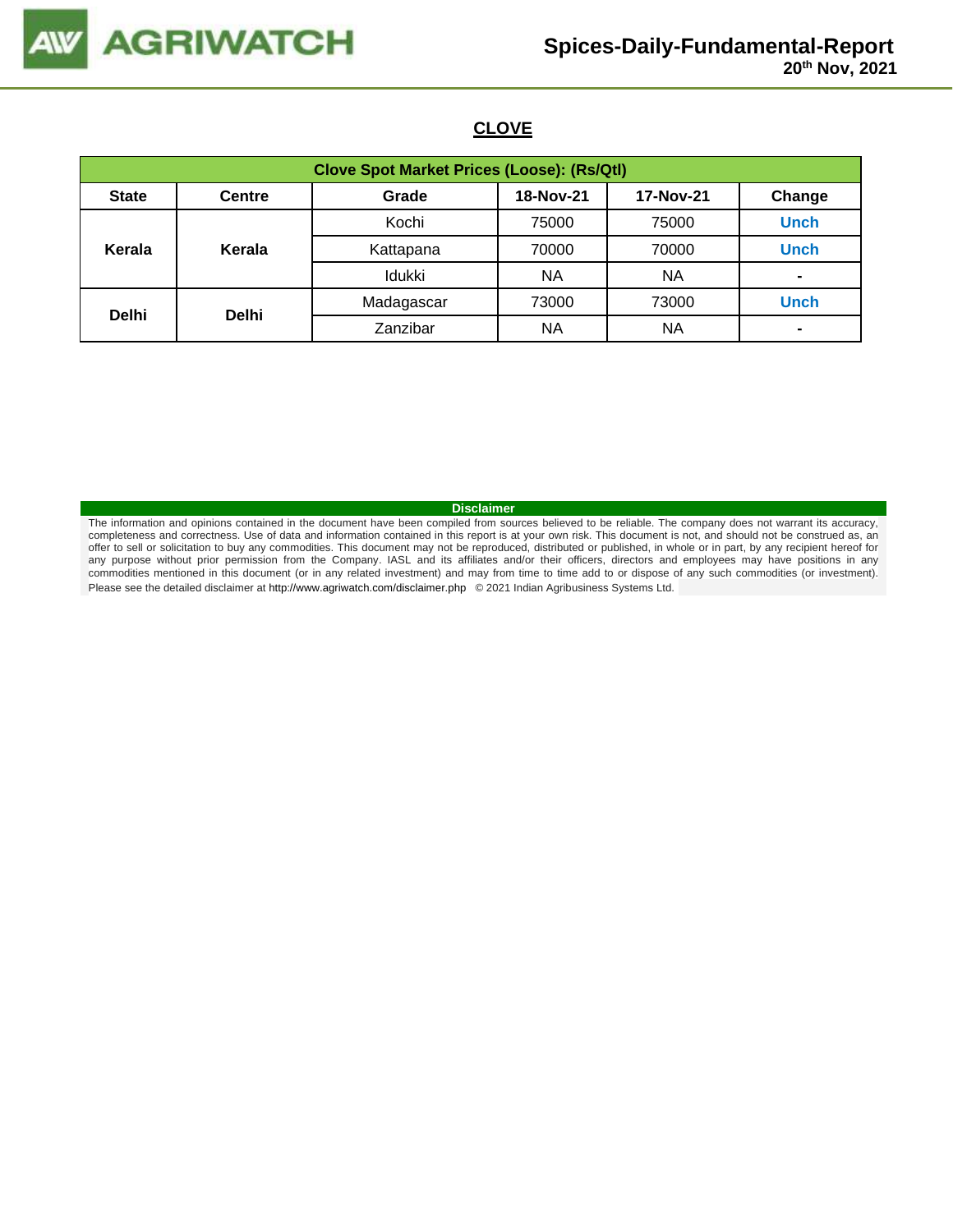## CLOVE

| Clove Spot Market Prices (Loose): (Rs/Qtl) | | | | | |
|---|---|---|---|---|---|
| **State** | **Centre** | **Grade** | **18-Nov-21** | **17-Nov-21** | **Change** |
| **Kerala** | **Kerala** | Kochi | 75000 | 75000 | **Unch** |
| | | Kattapana | 70000 | 70000 | **Unch** |
| | | Idukki | NA | NA | **-** |
| **Delhi** | **Delhi** | Madagascar | 73000 | 73000 | **Unch** |
| | | Zanzibar | NA | NA | **-** |

**Disclaimer**

The information and opinions contained in the document have been compiled from sources believed to be reliable. The company does not warrant its accuracy, completeness and correctness. Use of data and information contained in this report is at your own risk. This document is not, and should not be construed as, an offer to sell or solicitation to buy any commodities. This document may not be reproduced, distributed or published, in whole or in part, by any recipient hereof for any purpose without prior permission from the Company. IASL and its affiliates and/or their officers, directors and employees may have positions in any commodities mentioned in this document (or in any related investment) and may from time to time add to or dispose of any such commodities (or investment). Please see the detailed disclaimer at http://www.agriwatch.com/disclaimer.php © 2021 Indian Agribusiness Systems Ltd.